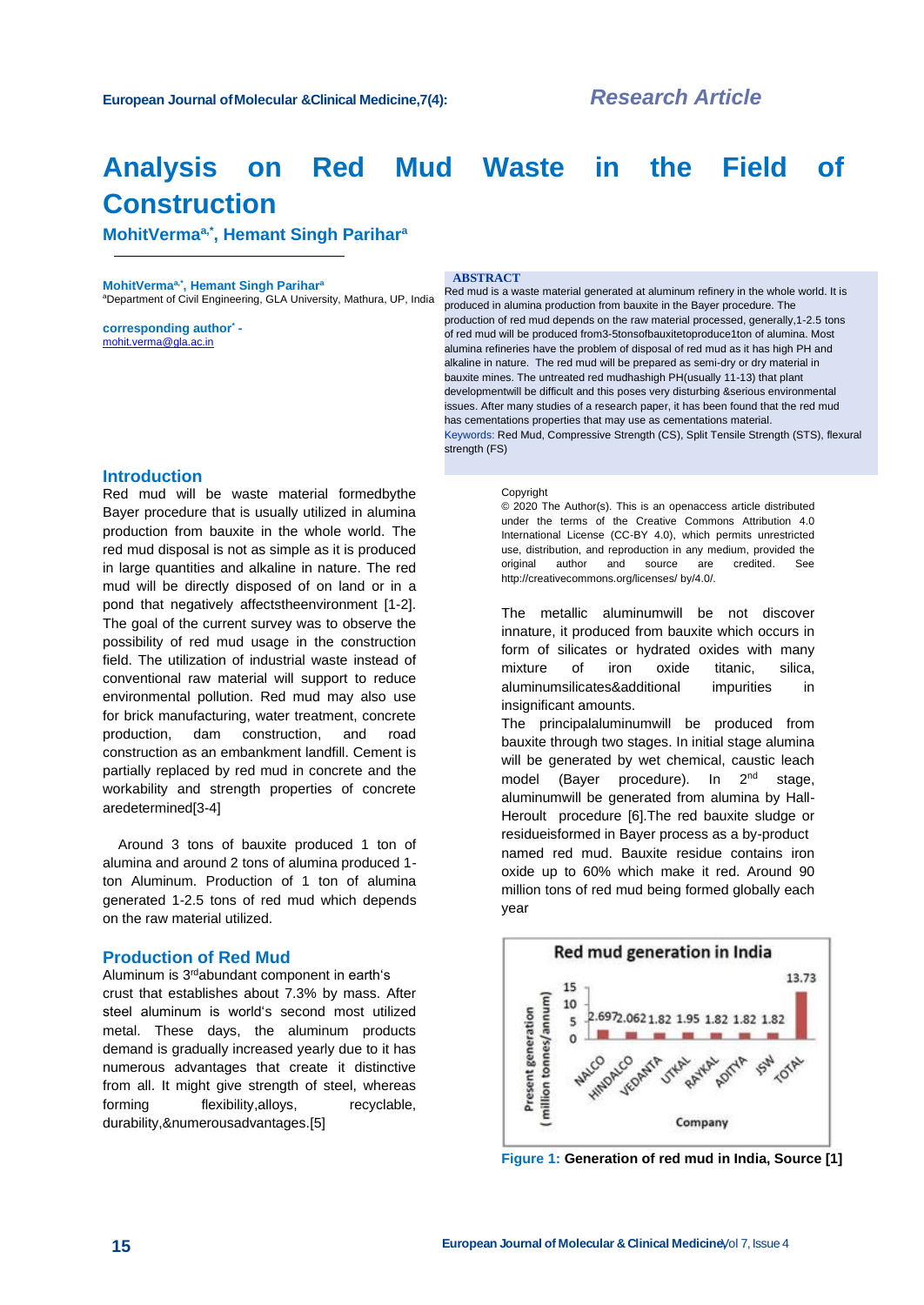**Research Article**

# Analysis on Red Mud Waste in the Field of Construction

**MohitVerma[a,*], Hemant Singh Parihar[a]**

**MohitVerma[a,*], Hemant Singh Parihar[a]**
[a]Department of Civil Engineering, GLA University, Mathura, UP, India

**corresponding author* -**
mohit.verma@gla.ac.in

**ABSTRACT**

Red mud is a waste material generated at aluminum refinery in the whole world. It is produced in alumina production from bauxite in the Bayer procedure. The production of red mud depends on the raw material processed, generally,1-2.5 tons of red mud will be produced from3-5tonsofbauxitetoproduce1ton of alumina. Most alumina refineries have the problem of disposal of red mud as it has high PH and alkaline in nature. The red mud will be prepared as semi-dry or dry material in bauxite mines. The untreated red mudhashigh PH(usually 11-13) that plant developmentwill be difficult and this poses very disturbing &serious environmental issues. After many studies of a research paper, it has been found that the red mud has cementations properties that may use as cementations material.

Keywords: Red Mud, Compressive Strength (CS), Split Tensile Strength (STS), flexural strength (FS)

## Introduction

Red mud will be waste material formedbythe Bayer procedure that is usually utilized in alumina production from bauxite in the whole world. The red mud disposal is not as simple as it is produced in large quantities and alkaline in nature. The red mud will be directly disposed of on land or in a pond that negatively affectstheenvironment [1-2]. The goal of the current survey was to observe the possibility of red mud usage in the construction field. The utilization of industrial waste instead of conventional raw material will support to reduce environmental pollution. Red mud may also use for brick manufacturing, water treatment, concrete production, dam construction, and road construction as an embankment landfill. Cement is partially replaced by red mud in concrete and the workability and strength properties of concrete aredetermined[3-4]

Around 3 tons of bauxite produced 1 ton of alumina and around 2 tons of alumina produced 1-ton Aluminum. Production of 1 ton of alumina generated 1-2.5 tons of red mud which depends on the raw material utilized.

## Production of Red Mud

Aluminum is 3[rd]abundant component in earth's crust that establishes about 7.3% by mass. After steel aluminum is world's second most utilized metal. These days, the aluminum products demand is gradually increased yearly due to it has numerous advantages that create it distinctive from all. It might give strength of steel, whereas forming flexibility,alloys, recyclable, durability,&numerousadvantages.[5]

Copyright
© 2020 The Author(s). This is an openaccess article distributed under the terms of the Creative Commons Attribution 4.0 International License (CC-BY 4.0), which permits unrestricted use, distribution, and reproduction in any medium, provided the original author and source are credited. See http://creativecommons.org/licenses/ by/4.0/.

The metallic aluminumwill be not discover innature, it produced from bauxite which occurs in form of silicates or hydrated oxides with many mixture of iron oxide titanic, silica, aluminumsilicates&additional impurities in insignificant amounts.

The principalaluminumwill be produced from bauxite through two stages. In initial stage alumina will be generated by wet chemical, caustic leach model (Bayer procedure). In 2[nd] stage, aluminumwill be generated from alumina by Hall-Heroult procedure [6].The red bauxite sludge or residueisformed in Bayer process as a by-product named red mud. Bauxite residue contains iron oxide up to 60% which make it red. Around 90 million tons of red mud being formed globally each year

Figure 1: Generation of red mud in India, Source [1]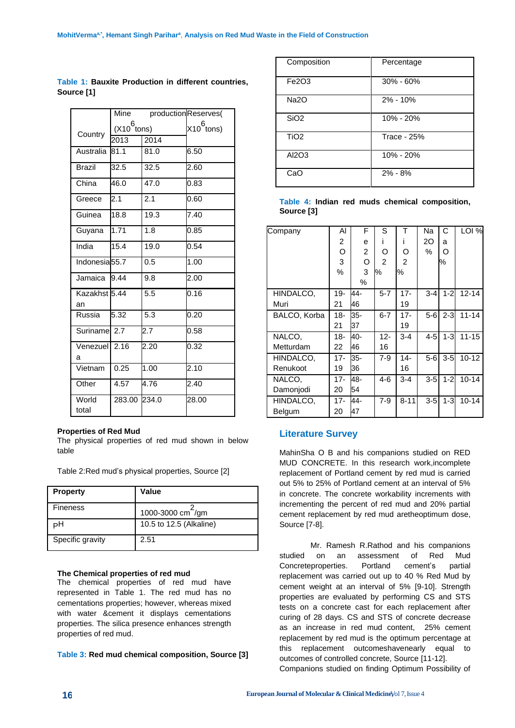**Table 1:** **Bauxite Production in different countries, Source [1]**

| Country | Mine production ($X10^6$ tons) | | Reserves( $X10^6$ tons) |
|---|---|---|---|
| | 2013 | 2014 | |
| Australia | 81.1 | 81.0 | 6.50 |
| Brazil | 32.5 | 32.5 | 2.60 |
| China | 46.0 | 47.0 | 0.83 |
| Greece | 2.1 | 2.1 | 0.60 |
| Guinea | 18.8 | 19.3 | 7.40 |
| Guyana | 1.71 | 1.8 | 0.85 |
| India | 15.4 | 19.0 | 0.54 |
| Indonesia | 55.7 | 0.5 | 1.00 |
| Jamaica | 9.44 | 9.8 | 2.00 |
| Kazakhstan | 5.44 | 5.5 | 0.16 |
| Russia | 5.32 | 5.3 | 0.20 |
| Suriname | 2.7 | 2.7 | 0.58 |
| Venezuela | 2.16 | 2.20 | 0.32 |
| Vietnam | 0.25 | 1.00 | 2.10 |
| Other | 4.57 | 4.76 | 2.40 |
| World total | 283.00 | 234.0 | 28.00 |

**Properties of Red Mud**

The physical properties of red mud shown in below table

Table 2:Red mud's physical properties, Source [2]

| Property | Value |
|---|---|
| Fineness | 1000-3000 $cm^2$/gm |
| pH | 10.5 to 12.5 (Alkaline) |
| Specific gravity | 2.51 |

**The Chemical properties of red mud**

The chemical properties of red mud have represented in Table 1. The red mud has no cementations properties; however, whereas mixed with water &cement it displays cementations properties. The silica presence enhances strength properties of red mud.

**Table 3:** **Red mud chemical composition, Source [3]**

| Composition | Percentage |
|---|---|
| $Fe_2O_3$ | 30% - 60% |
| $Na_2O$ | 2% - 10% |
| $SiO_2$ | 10% - 20% |
| $TiO_2$ | Trace - 25% |
| $Al_2O_3$ | 10% - 20% |
| CaO | 2% - 8% |

**Table 4:** **Indian red muds chemical composition, Source [3]**

| Company | $Al_2O_3$ % | $Fe_2O_3$ % | $SiO_2$ % | $TiO_2$ % | $Na_2O$ % | CaO % | LOI % |
|---|---|---|---|---|---|---|---|
| HINDALCO, Muri | 19-21 | 44-46 | 5-7 | 17-19 | 3-4 | 1-2 | 12-14 |
| BALCO, Korba | 18-21 | 35-37 | 6-7 | 17-19 | 5-6 | 2-3 | 11-14 |
| NALCO, Metturdam | 18-22 | 40-46 | 12-16 | 3-4 | 4-5 | 1-3 | 11-15 |
| HINDALCO, Renukoot | 17-19 | 35-36 | 7-9 | 14-16 | 5-6 | 3-5 | 10-12 |
| NALCO, Damonjodi | 17-20 | 48-54 | 4-6 | 3-4 | 3-5 | 1-2 | 10-14 |
| HINDALCO, Belgum | 17-20 | 44-47 | 7-9 | 8-11 | 3-5 | 1-3 | 10-14 |

## Literature Survey

MahinSha O B and his companions studied on RED MUD CONCRETE. In this research work,incomplete replacement of Portland cement by red mud is carried out 5% to 25% of Portland cement at an interval of 5% in concrete. The concrete workability increments with incrementing the percent of red mud and 20% partial cement replacement by red mud aretheoptimum dose, Source [7-8].

Mr. Ramesh R.Rathod and his companions studied on an assessment of Red Mud Concreteproperties. Portland cement's partial replacement was carried out up to 40 % Red Mud by cement weight at an interval of 5% [9-10]. Strength properties are evaluated by performing CS and STS tests on a concrete cast for each replacement after curing of 28 days. CS and STS of concrete decrease as an increase in red mud content, 25% cement replacement by red mud is the optimum percentage at this replacement outcomeshavenearly equal to outcomes of controlled concrete, Source [11-12].

Companions studied on finding Optimum Possibility of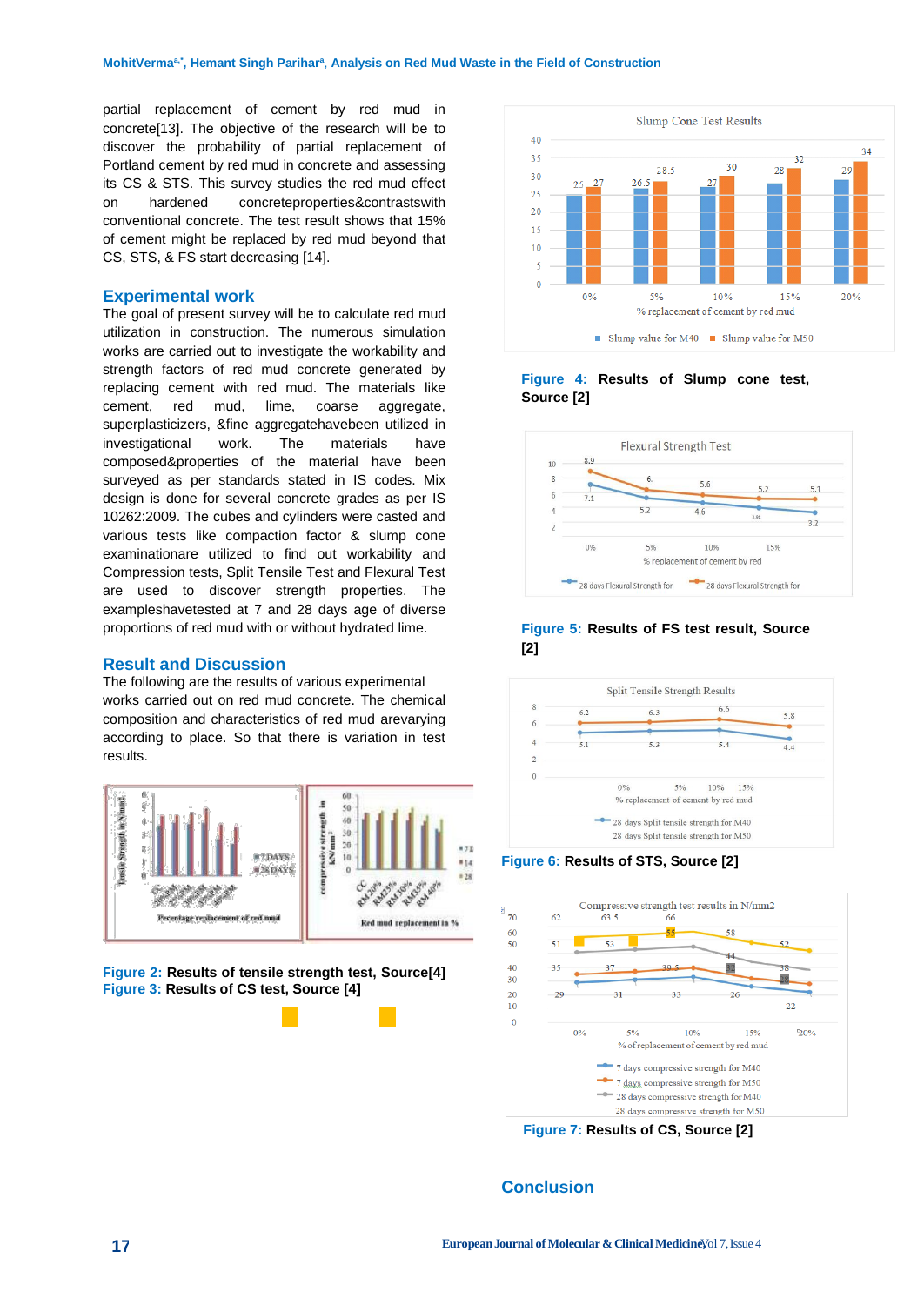partial replacement of cement by red mud in concrete[13]. The objective of the research will be to discover the probability of partial replacement of Portland cement by red mud in concrete and assessing its CS & STS. This survey studies the red mud effect on hardened concreteproperties&contrastswith conventional concrete. The test result shows that 15% of cement might be replaced by red mud beyond that CS, STS, & FS start decreasing [14].

## Experimental work

The goal of present survey will be to calculate red mud utilization in construction. The numerous simulation works are carried out to investigate the workability and strength factors of red mud concrete generated by replacing cement with red mud. The materials like cement, red mud, lime, coarse aggregate, superplasticizers, &fine aggregatehavebeen utilized in investigational work. The materials have composed&properties of the material have been surveyed as per standards stated in IS codes. Mix design is done for several concrete grades as per IS 10262:2009. The cubes and cylinders were casted and various tests like compaction factor & slump cone examinationare utilized to find out workability and Compression tests, Split Tensile Test and Flexural Test are used to discover strength properties. The exampleshavetested at 7 and 28 days age of diverse proportions of red mud with or without hydrated lime.

## Result and Discussion

The following are the results of various experimental works carried out on red mud concrete. The chemical composition and characteristics of red mud arevarying according to place. So that there is variation in test results.

**Figure 2:** Results of tensile strength test, Source[4]
**Figure 3:** Results of CS test, Source [4]

**Figure 4:** Results of Slump cone test, Source [2]

**Figure 5:** Results of FS test result, Source [2]

**Figure 6:** Results of STS, Source [2]

**Figure 7:** Results of CS, Source [2]

## Conclusion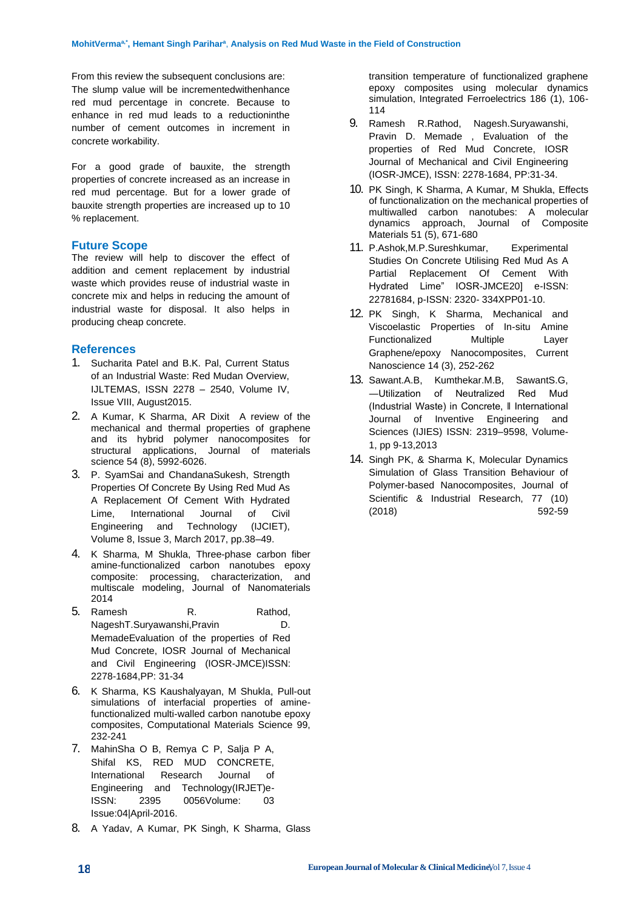From this review the subsequent conclusions are:
The slump value will be incrementedwithenhance red mud percentage in concrete. Because to enhance in red mud leads to a reductioninthe number of cement outcomes in increment in concrete workability.

For a good grade of bauxite, the strength properties of concrete increased as an increase in red mud percentage. But for a lower grade of bauxite strength properties are increased up to 10 % replacement.

## Future Scope

The review will help to discover the effect of addition and cement replacement by industrial waste which provides reuse of industrial waste in concrete mix and helps in reducing the amount of industrial waste for disposal. It also helps in producing cheap concrete.

## References

1. Sucharita Patel and B.K. Pal, Current Status of an Industrial Waste: Red Mudan Overview, IJLTEMAS, ISSN 2278 – 2540, Volume IV, Issue VIII, August2015.
2. A Kumar, K Sharma, AR Dixit A review of the mechanical and thermal properties of graphene and its hybrid polymer nanocomposites for structural applications, Journal of materials science 54 (8), 5992-6026.
3. P. SyamSai and ChandanaSukesh, Strength Properties Of Concrete By Using Red Mud As A Replacement Of Cement With Hydrated Lime, International Journal of Civil Engineering and Technology (IJCIET), Volume 8, Issue 3, March 2017, pp.38–49.
4. K Sharma, M Shukla, Three-phase carbon fiber amine-functionalized carbon nanotubes epoxy composite: processing, characterization, and multiscale modeling, Journal of Nanomaterials 2014
5. Ramesh R. Rathod, NageshT.Suryawanshi,Pravin D. MemadeEvaluation of the properties of Red Mud Concrete, IOSR Journal of Mechanical and Civil Engineering (IOSR-JMCE)ISSN: 2278-1684,PP: 31-34
6. K Sharma, KS Kaushalyayan, M Shukla, Pull-out simulations of interfacial properties of amine-functionalized multi-walled carbon nanotube epoxy composites, Computational Materials Science 99, 232-241
7. MahinSha O B, Remya C P, Salja P A, Shifal KS, RED MUD CONCRETE, International Research Journal of Engineering and Technology(IRJET)e-ISSN: 2395 0056Volume: 03 Issue:04|April-2016.
8. A Yadav, A Kumar, PK Singh, K Sharma, Glass transition temperature of functionalized graphene epoxy composites using molecular dynamics simulation, Integrated Ferroelectrics 186 (1), 106-114
9. Ramesh R.Rathod, Nagesh.Suryawanshi, Pravin D. Memade , Evaluation of the properties of Red Mud Concrete, IOSR Journal of Mechanical and Civil Engineering (IOSR-JMCE), ISSN: 2278-1684, PP:31-34.
10. PK Singh, K Sharma, A Kumar, M Shukla, Effects of functionalization on the mechanical properties of multiwalled carbon nanotubes: A molecular dynamics approach, Journal of Composite Materials 51 (5), 671-680
11. P.Ashok,M.P.Sureshkumar, Experimental Studies On Concrete Utilising Red Mud As A Partial Replacement Of Cement With Hydrated Lime" IOSR-JMCE20] e-ISSN: 22781684, p-ISSN: 2320- 334XPP01-10.
12. PK Singh, K Sharma, Mechanical and Viscoelastic Properties of In-situ Amine Functionalized Multiple Layer Graphene/epoxy Nanocomposites, Current Nanoscience 14 (3), 252-262
13. Sawant.A.B, Kumthekar.M.B, SawantS.G, ―Utilization of Neutralized Red Mud (Industrial Waste) in Concrete, ‖ International Journal of Inventive Engineering and Sciences (IJIES) ISSN: 2319–9598, Volume-1, pp 9-13,2013
14. Singh PK, & Sharma K, Molecular Dynamics Simulation of Glass Transition Behaviour of Polymer-based Nanocomposites, Journal of Scientific & Industrial Research, 77 (10) (2018) 592-59